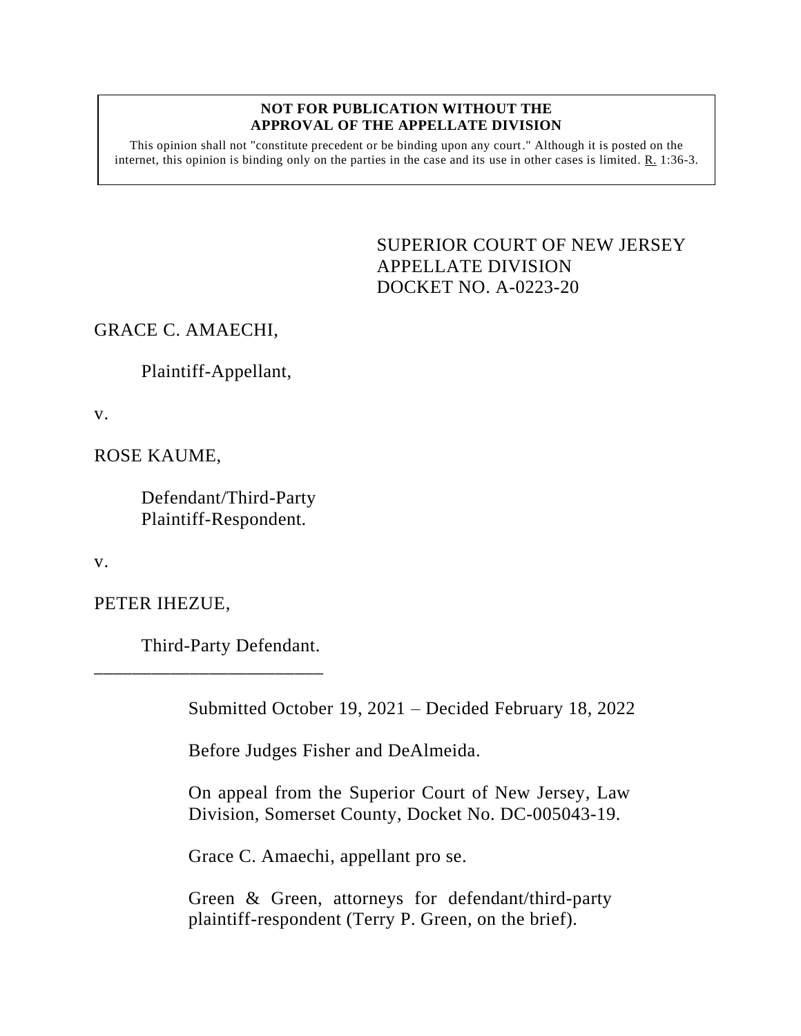**NOT FOR PUBLICATION WITHOUT THE APPROVAL OF THE APPELLATE DIVISION**

This opinion shall not "constitute precedent or be binding upon any court." Although it is posted on the internet, this opinion is binding only on the parties in the case and its use in other cases is limited. R. 1:36-3.

SUPERIOR COURT OF NEW JERSEY
APPELLATE DIVISION
DOCKET NO. A-0223-20

GRACE C. AMAECHI,

Plaintiff-Appellant,

v.

ROSE KAUME,

Defendant/Third-Party
Plaintiff-Respondent.

v.

PETER IHEZUE,

Third-Party Defendant.

\_\_\_\_\_\_\_\_\_\_\_\_\_\_\_\_\_\_\_\_\_\_\_\_\_\_

Submitted October 19, 2021 – Decided February 18, 2022

Before Judges Fisher and DeAlmeida.

On appeal from the Superior Court of New Jersey, Law Division, Somerset County, Docket No. DC-005043-19.

Grace C. Amaechi, appellant pro se.

Green & Green, attorneys for defendant/third-party plaintiff-respondent (Terry P. Green, on the brief).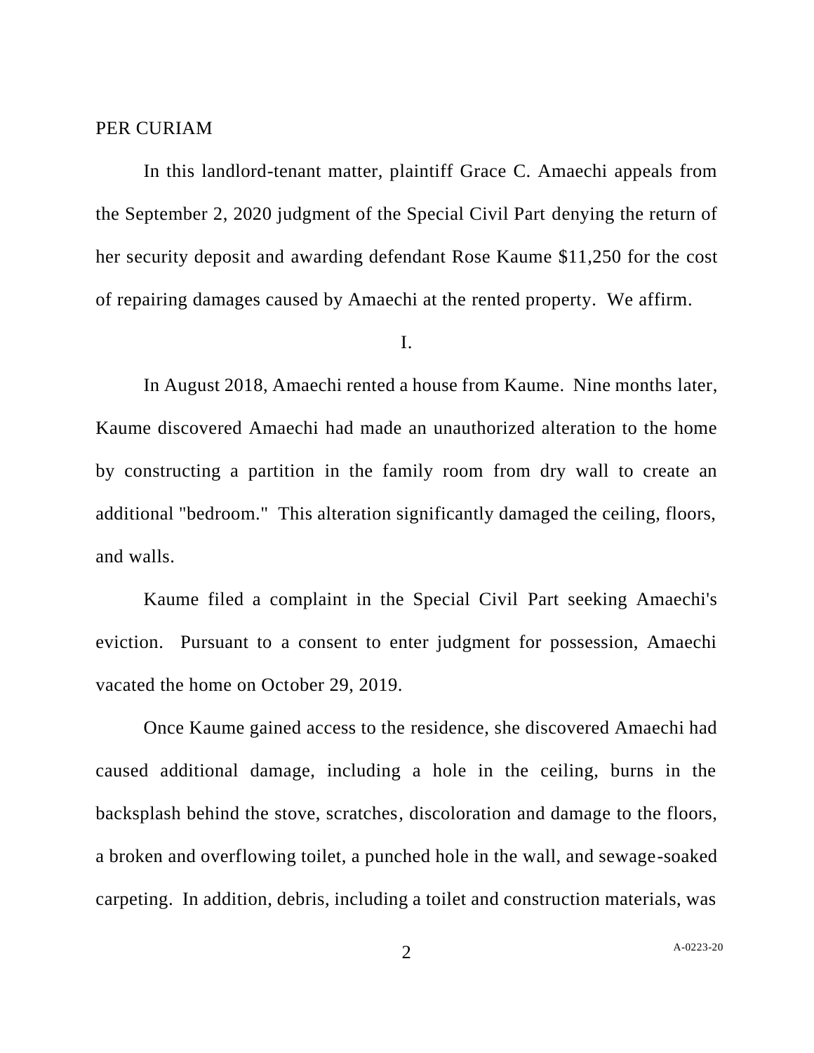PER CURIAM

In this landlord-tenant matter, plaintiff Grace C. Amaechi appeals from the September 2, 2020 judgment of the Special Civil Part denying the return of her security deposit and awarding defendant Rose Kaume $11,250 for the cost of repairing damages caused by Amaechi at the rented property. We affirm.

I.

In August 2018, Amaechi rented a house from Kaume. Nine months later, Kaume discovered Amaechi had made an unauthorized alteration to the home by constructing a partition in the family room from dry wall to create an additional "bedroom." This alteration significantly damaged the ceiling, floors, and walls.

Kaume filed a complaint in the Special Civil Part seeking Amaechi's eviction. Pursuant to a consent to enter judgment for possession, Amaechi vacated the home on October 29, 2019.

Once Kaume gained access to the residence, she discovered Amaechi had caused additional damage, including a hole in the ceiling, burns in the backsplash behind the stove, scratches, discoloration and damage to the floors, a broken and overflowing toilet, a punched hole in the wall, and sewage-soaked carpeting. In addition, debris, including a toilet and construction materials, was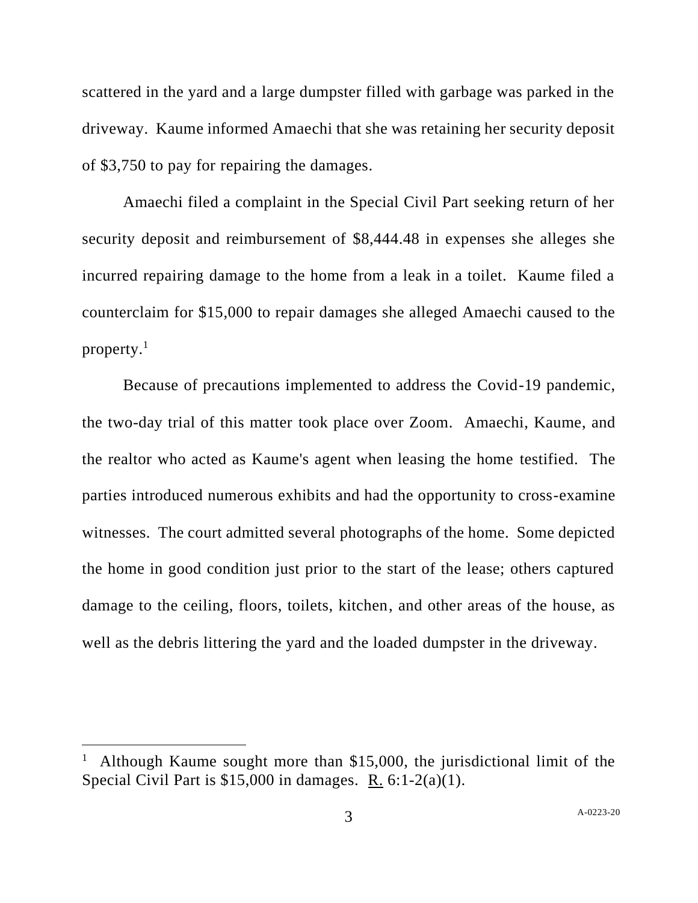scattered in the yard and a large dumpster filled with garbage was parked in the driveway. Kaume informed Amaechi that she was retaining her security deposit of $3,750 to pay for repairing the damages.

Amaechi filed a complaint in the Special Civil Part seeking return of her security deposit and reimbursement of $8,444.48 in expenses she alleges she incurred repairing damage to the home from a leak in a toilet. Kaume filed a counterclaim for $15,000 to repair damages she alleged Amaechi caused to the property.[1]

Because of precautions implemented to address the Covid-19 pandemic, the two-day trial of this matter took place over Zoom. Amaechi, Kaume, and the realtor who acted as Kaume's agent when leasing the home testified. The parties introduced numerous exhibits and had the opportunity to cross-examine witnesses. The court admitted several photographs of the home. Some depicted the home in good condition just prior to the start of the lease; others captured damage to the ceiling, floors, toilets, kitchen, and other areas of the house, as well as the debris littering the yard and the loaded dumpster in the driveway.

---

[1] Although Kaume sought more than $15,000, the jurisdictional limit of the Special Civil Part is $15,000 in damages. R. 6:1-2(a)(1).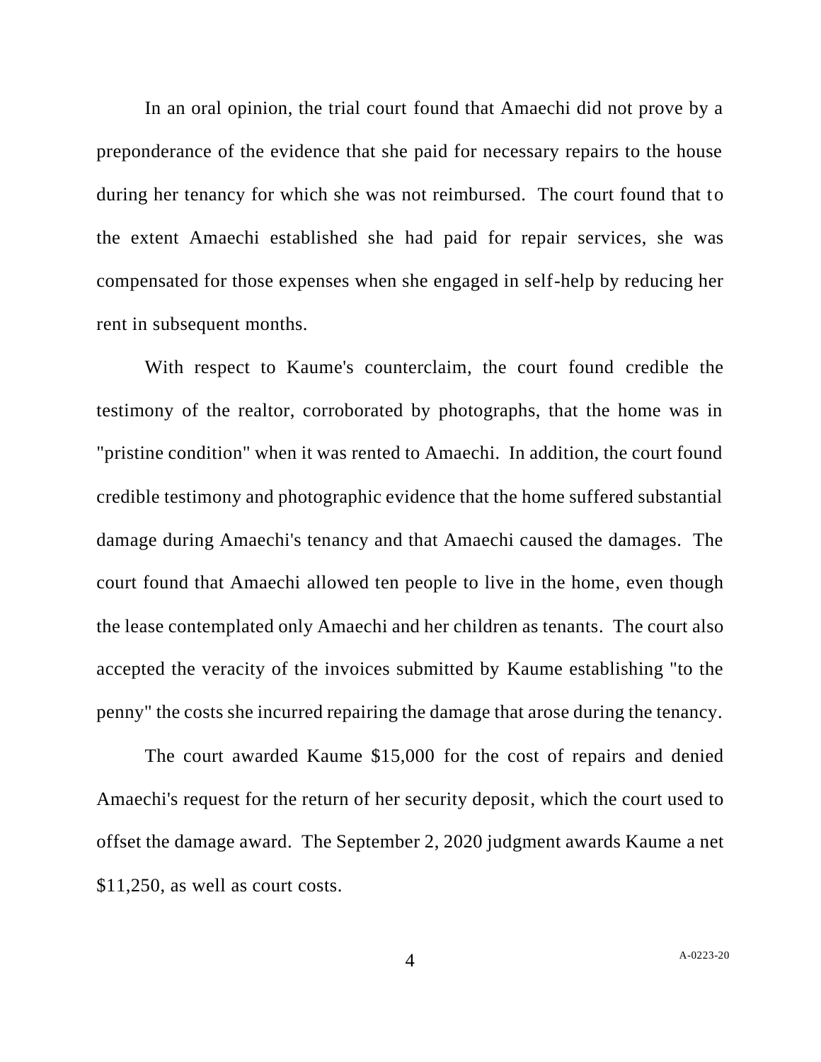In an oral opinion, the trial court found that Amaechi did not prove by a preponderance of the evidence that she paid for necessary repairs to the house during her tenancy for which she was not reimbursed. The court found that to the extent Amaechi established she had paid for repair services, she was compensated for those expenses when she engaged in self-help by reducing her rent in subsequent months.

With respect to Kaume's counterclaim, the court found credible the testimony of the realtor, corroborated by photographs, that the home was in "pristine condition" when it was rented to Amaechi. In addition, the court found credible testimony and photographic evidence that the home suffered substantial damage during Amaechi's tenancy and that Amaechi caused the damages. The court found that Amaechi allowed ten people to live in the home, even though the lease contemplated only Amaechi and her children as tenants. The court also accepted the veracity of the invoices submitted by Kaume establishing "to the penny" the costs she incurred repairing the damage that arose during the tenancy.

The court awarded Kaume $15,000 for the cost of repairs and denied Amaechi's request for the return of her security deposit, which the court used to offset the damage award. The September 2, 2020 judgment awards Kaume a net $11,250, as well as court costs.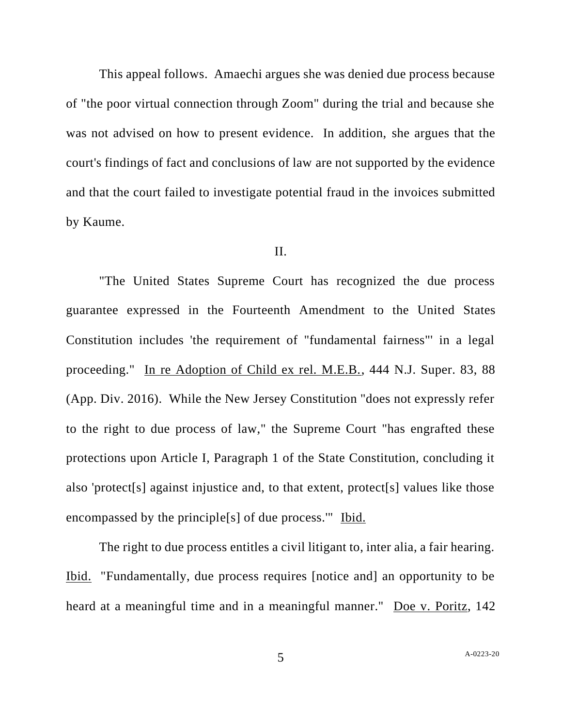This appeal follows. Amaechi argues she was denied due process because of "the poor virtual connection through Zoom" during the trial and because she was not advised on how to present evidence. In addition, she argues that the court's findings of fact and conclusions of law are not supported by the evidence and that the court failed to investigate potential fraud in the invoices submitted by Kaume.

## II.

"The United States Supreme Court has recognized the due process guarantee expressed in the Fourteenth Amendment to the United States Constitution includes 'the requirement of "fundamental fairness"' in a legal proceeding." In re Adoption of Child ex rel. M.E.B., 444 N.J. Super. 83, 88 (App. Div. 2016). While the New Jersey Constitution "does not expressly refer to the right to due process of law," the Supreme Court "has engrafted these protections upon Article I, Paragraph 1 of the State Constitution, concluding it also 'protect[s] against injustice and, to that extent, protect[s] values like those encompassed by the principle[s] of due process.'" Ibid.

The right to due process entitles a civil litigant to, inter alia, a fair hearing. Ibid. "Fundamentally, due process requires [notice and] an opportunity to be heard at a meaningful time and in a meaningful manner." Doe v. Poritz, 142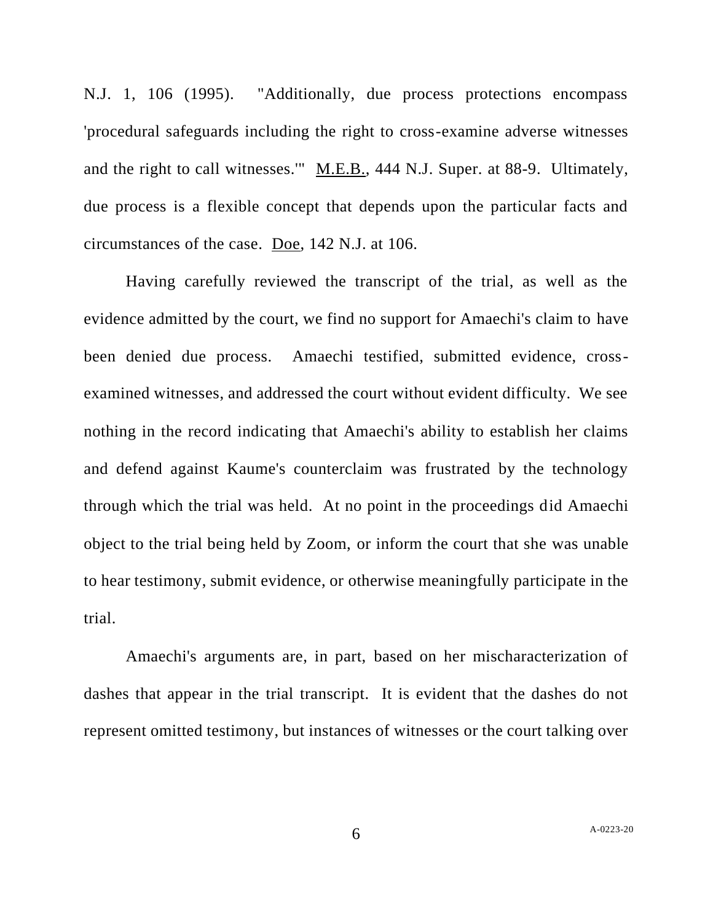N.J. 1, 106 (1995). "Additionally, due process protections encompass 'procedural safeguards including the right to cross-examine adverse witnesses and the right to call witnesses.'" M.E.B., 444 N.J. Super. at 88-9. Ultimately, due process is a flexible concept that depends upon the particular facts and circumstances of the case. Doe, 142 N.J. at 106.

Having carefully reviewed the transcript of the trial, as well as the evidence admitted by the court, we find no support for Amaechi's claim to have been denied due process. Amaechi testified, submitted evidence, cross-examined witnesses, and addressed the court without evident difficulty. We see nothing in the record indicating that Amaechi's ability to establish her claims and defend against Kaume's counterclaim was frustrated by the technology through which the trial was held. At no point in the proceedings did Amaechi object to the trial being held by Zoom, or inform the court that she was unable to hear testimony, submit evidence, or otherwise meaningfully participate in the trial.

Amaechi's arguments are, in part, based on her mischaracterization of dashes that appear in the trial transcript. It is evident that the dashes do not represent omitted testimony, but instances of witnesses or the court talking over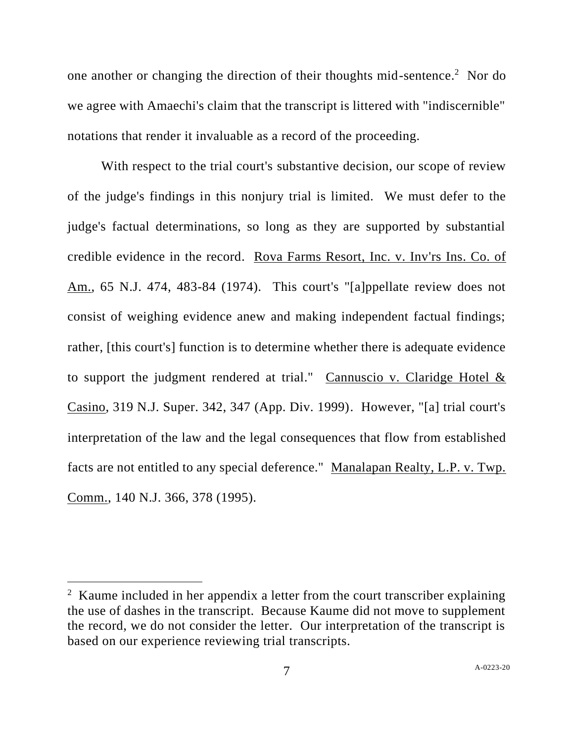one another or changing the direction of their thoughts mid-sentence.[2] Nor do we agree with Amaechi's claim that the transcript is littered with "indiscernible" notations that render it invaluable as a record of the proceeding.

With respect to the trial court's substantive decision, our scope of review of the judge's findings in this nonjury trial is limited. We must defer to the judge's factual determinations, so long as they are supported by substantial credible evidence in the record. Rova Farms Resort, Inc. v. Inv'rs Ins. Co. of Am., 65 N.J. 474, 483-84 (1974). This court's "[a]ppellate review does not consist of weighing evidence anew and making independent factual findings; rather, [this court's] function is to determine whether there is adequate evidence to support the judgment rendered at trial." Cannuscio v. Claridge Hotel & Casino, 319 N.J. Super. 342, 347 (App. Div. 1999). However, "[a] trial court's interpretation of the law and the legal consequences that flow from established facts are not entitled to any special deference." Manalapan Realty, L.P. v. Twp. Comm., 140 N.J. 366, 378 (1995).

---

[2] Kaume included in her appendix a letter from the court transcriber explaining the use of dashes in the transcript. Because Kaume did not move to supplement the record, we do not consider the letter. Our interpretation of the transcript is based on our experience reviewing trial transcripts.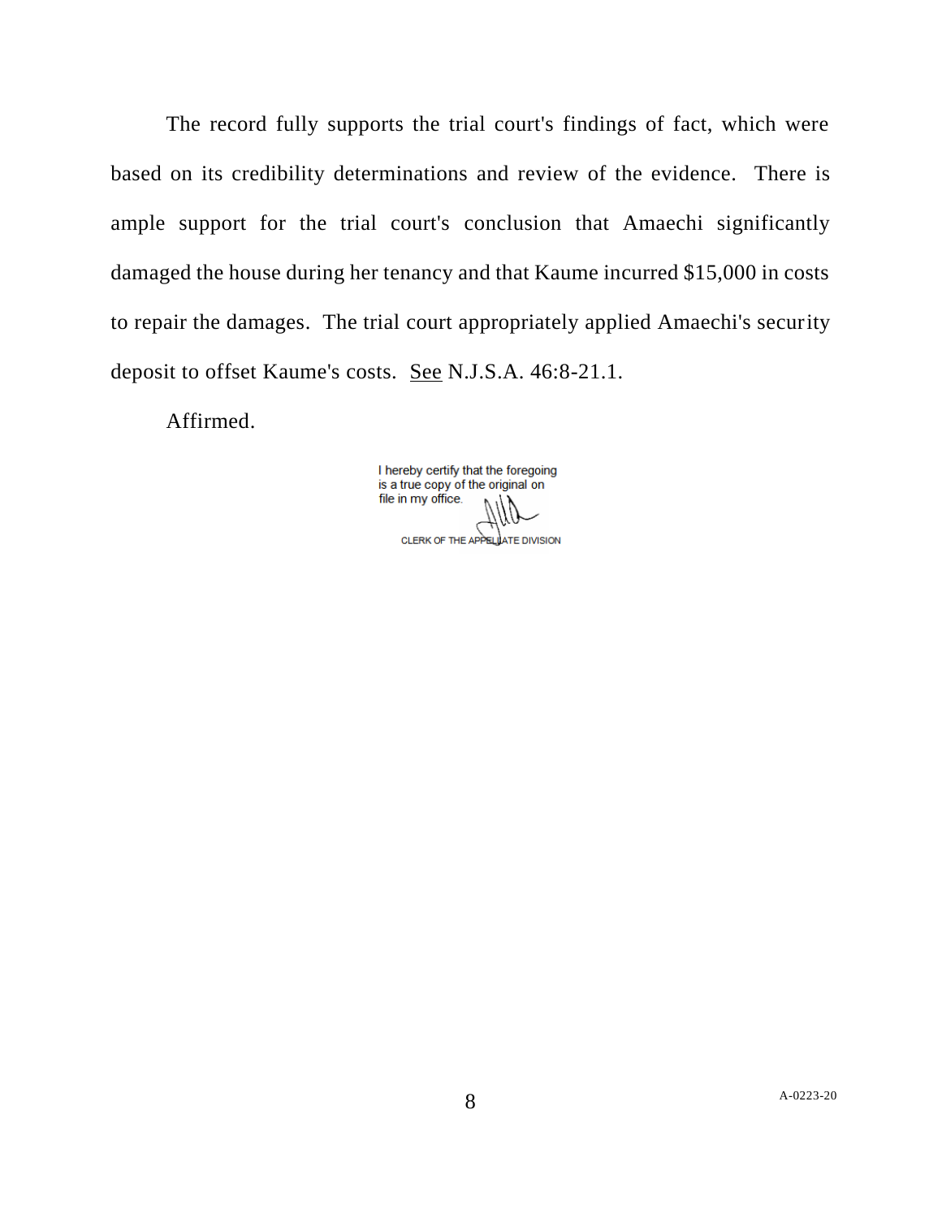The record fully supports the trial court's findings of fact, which were based on its credibility determinations and review of the evidence. There is ample support for the trial court's conclusion that Amaechi significantly damaged the house during her tenancy and that Kaume incurred $15,000 in costs to repair the damages. The trial court appropriately applied Amaechi's security deposit to offset Kaume's costs. See N.J.S.A. 46:8-21.1.

Affirmed.

I hereby certify that the foregoing is a true copy of the original on file in my office.

CLERK OF THE APPELLATE DIVISION